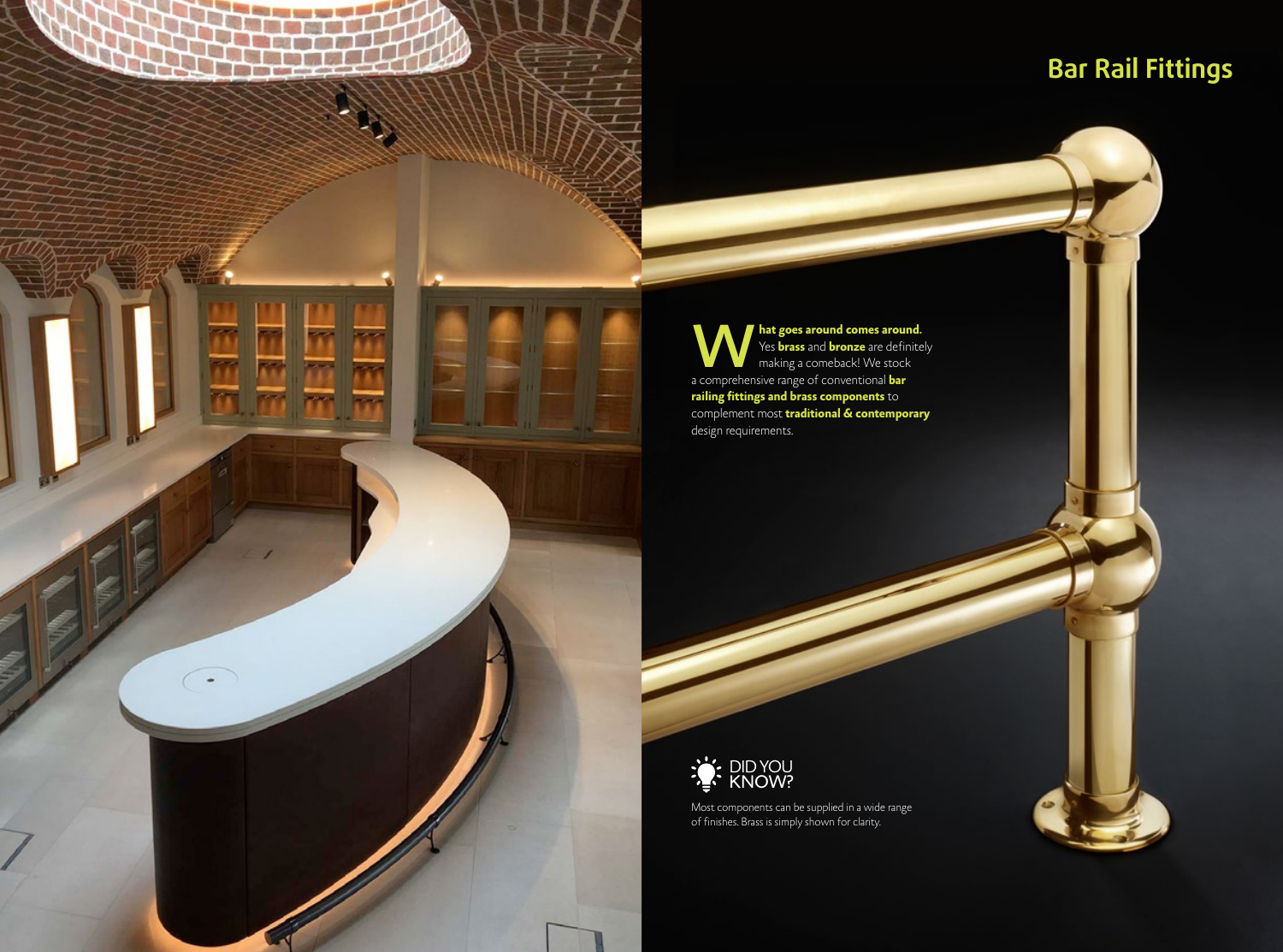# Bar Rail Fittings

**What goes around comes around.** Yes **brass** and **bronze** are definitely making a comeback! We stock a comprehensive range of conventional **bar railing fittings and brass components** to complement most **traditional & contemporary** design requirements.

DID YOU KNOW?

Most components can be supplied in a wide range of finishes. Brass is simply shown for clarity.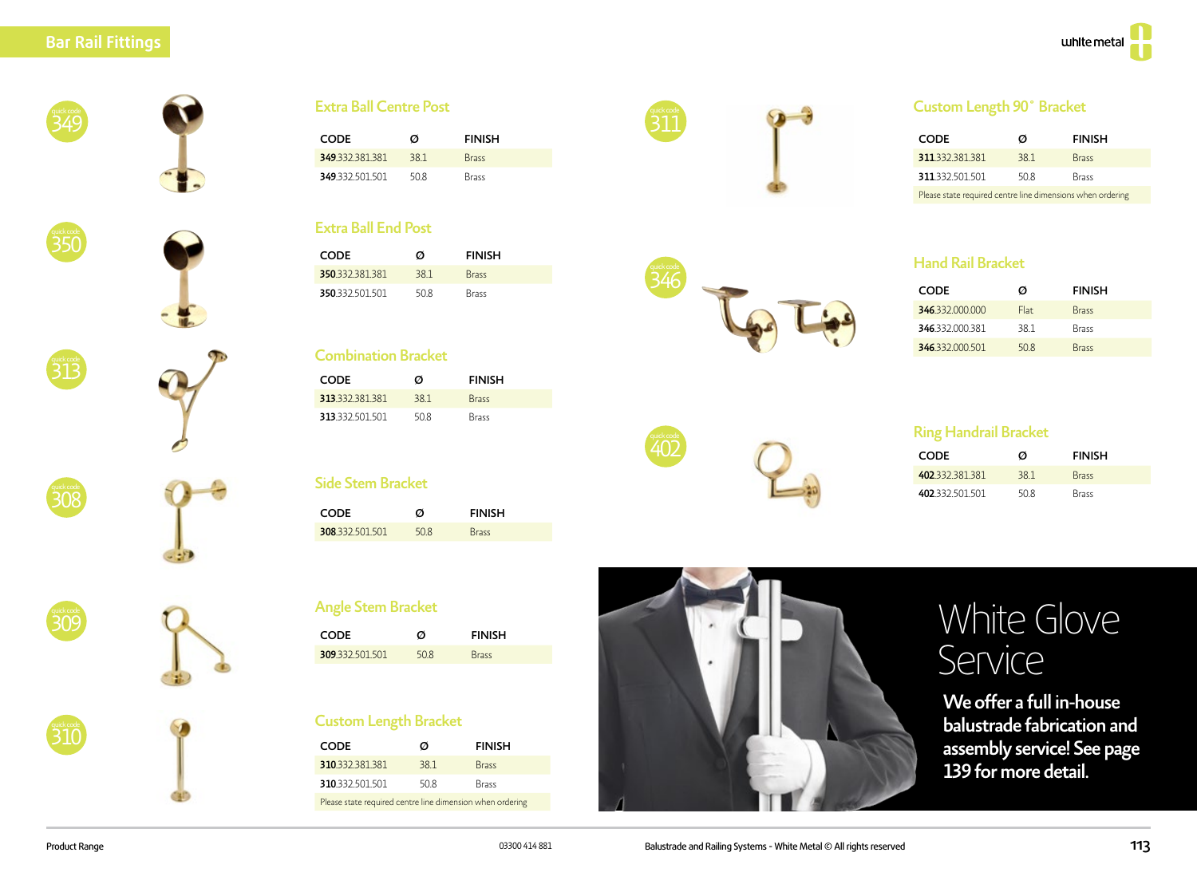# Bar Rail Fittings

quick code 349

## Extra Ball Centre Post

| CODE | Ø | FINISH |
|---|---|---|
| **349**.332.381.381 | 38.1 | Brass |
| **349**.332.501.501 | 50.8 | Brass |

quick code 350

## Extra Ball End Post

| CODE | Ø | FINISH |
|---|---|---|
| **350**.332.381.381 | 38.1 | Brass |
| **350**.332.501.501 | 50.8 | Brass |

quick code 313

## Combination Bracket

| CODE | Ø | FINISH |
|---|---|---|
| **313**.332.381.381 | 38.1 | Brass |
| **313**.332.501.501 | 50.8 | Brass |

quick code 308

## Side Stem Bracket

| CODE | Ø | FINISH |
|---|---|---|
| **308**.332.501.501 | 50.8 | Brass |

quick code 309

## Angle Stem Bracket

| CODE | Ø | FINISH |
|---|---|---|
| **309**.332.501.501 | 50.8 | Brass |

quick code 310

## Custom Length Bracket

| CODE | Ø | FINISH |
|---|---|---|
| **310**.332.381.381 | 38.1 | Brass |
| **310**.332.501.501 | 50.8 | Brass |

Please state required centre line dimension when ordering

quick code 311

## Custom Length 90˚ Bracket

| CODE | Ø | FINISH |
|---|---|---|
| **311**.332.381.381 | 38.1 | Brass |
| **311**.332.501.501 | 50.8 | Brass |

Please state required centre line dimensions when ordering

quick code 346

## Hand Rail Bracket

| CODE | Ø | FINISH |
|---|---|---|
| **346**.332.000.000 | Flat | Brass |
| **346**.332.000.381 | 38.1 | Brass |
| **346**.332.000.501 | 50.8 | Brass |

quick code 402

## Ring Handrail Bracket

| CODE | Ø | FINISH |
|---|---|---|
| **402**.332.381.381 | 38.1 | Brass |
| **402**.332.501.501 | 50.8 | Brass |

## White Glove Service

**We offer a full in-house balustrade fabrication and assembly service! See page 139 for more detail.**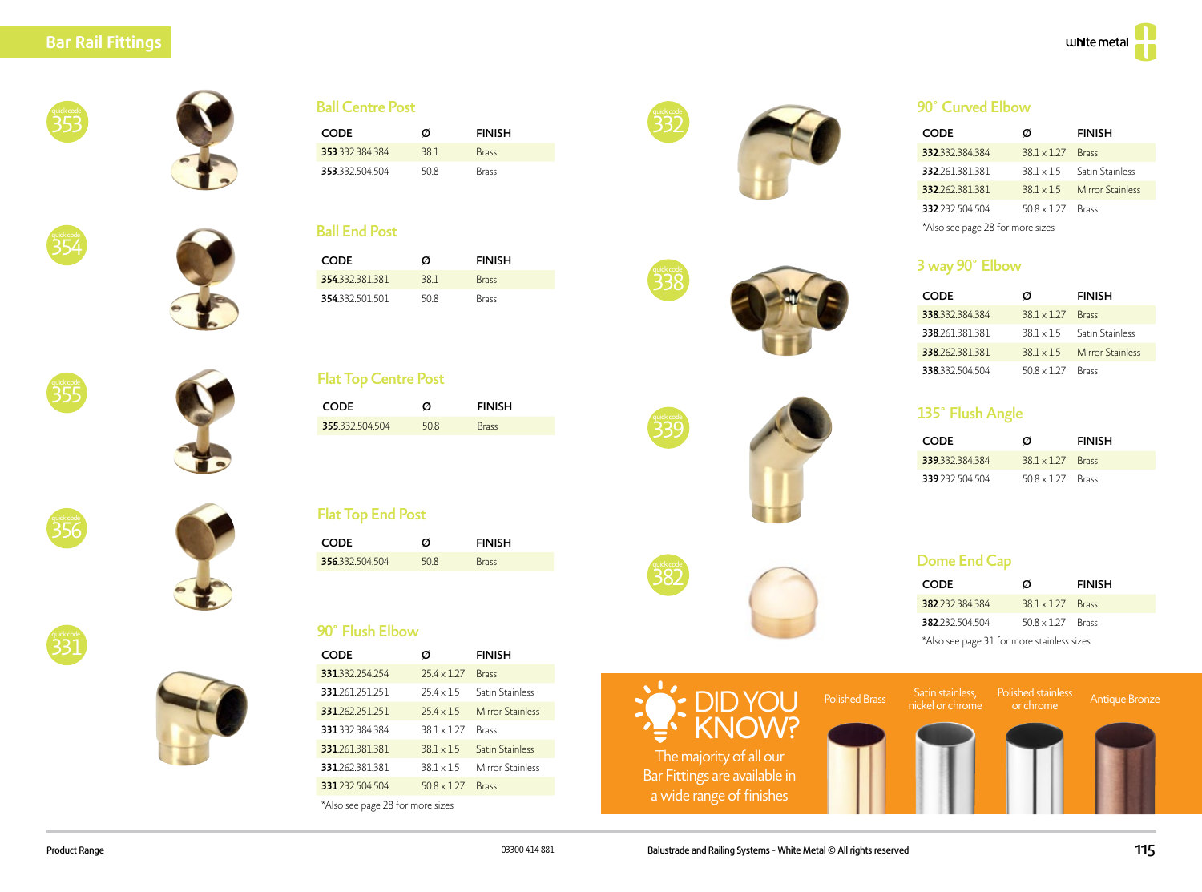# Bar Rail Fittings

quick code 353

## Ball Centre Post

| CODE | Ø | FINISH |
|---|---|---|
| **353**332.384.384 | 38.1 | Brass |
| **353**332.504.504 | 50.8 | Brass |

quick code 354

## Ball End Post

| CODE | Ø | FINISH |
|---|---|---|
| **354**332.381.381 | 38.1 | Brass |
| **354**332.501.501 | 50.8 | Brass |

quick code 355

## Flat Top Centre Post

| CODE | Ø | FINISH |
|---|---|---|
| **355**332.504.504 | 50.8 | Brass |

quick code 356

## Flat Top End Post

| CODE | Ø | FINISH |
|---|---|---|
| **356**332.504.504 | 50.8 | Brass |

quick code 331

## 90° Flush Elbow

| CODE | Ø | FINISH |
|---|---|---|
| **331**332.254.254 | 25.4 x 1.27 | Brass |
| **331**261.251.251 | 25.4 x 1.5 | Satin Stainless |
| **331**262.251.251 | 25.4 x 1.5 | Mirror Stainless |
| **331**332.384.384 | 38.1 x 1.27 | Brass |
| **331**261.381.381 | 38.1 x 1.5 | Satin Stainless |
| **331**262.381.381 | 38.1 x 1.5 | Mirror Stainless |
| **331**232.504.504 | 50.8 x 1.27 | Brass |

*Also see page 28 for more sizes

quick code 332

## 90° Curved Elbow

| CODE | Ø | FINISH |
|---|---|---|
| **332**332.384.384 | 38.1 x 1.27 | Brass |
| **332**261.381.381 | 38.1 x 1.5 | Satin Stainless |
| **332**262.381.381 | 38.1 x 1.5 | Mirror Stainless |
| **332**232.504.504 | 50.8 x 1.27 | Brass |

*Also see page 28 for more sizes

quick code 338

## 3 way 90° Elbow

| CODE | Ø | FINISH |
|---|---|---|
| **338**332.384.384 | 38.1 x 1.27 | Brass |
| **338**261.381.381 | 38.1 x 1.5 | Satin Stainless |
| **338**262.381.381 | 38.1 x 1.5 | Mirror Stainless |
| **338**332.504.504 | 50.8 x 1.27 | Brass |

quick code 339

## 135° Flush Angle

| CODE | Ø | FINISH |
|---|---|---|
| **339**332.384.384 | 38.1 x 1.27 | Brass |
| **339**232.504.504 | 50.8 x 1.27 | Brass |

quick code 382

## Dome End Cap

| CODE | Ø | FINISH |
|---|---|---|
| **382**232.384.384 | 38.1 x 1.27 | Brass |
| **382**232.504.504 | 50.8 x 1.27 | Brass |

*Also see page 31 for more stainless sizes

## DID YOU KNOW?

The majority of all our Bar Fittings are available in a wide range of finishes

Polished Brass | Satin stainless, nickel or chrome | Polished stainless or chrome | Antique Bronze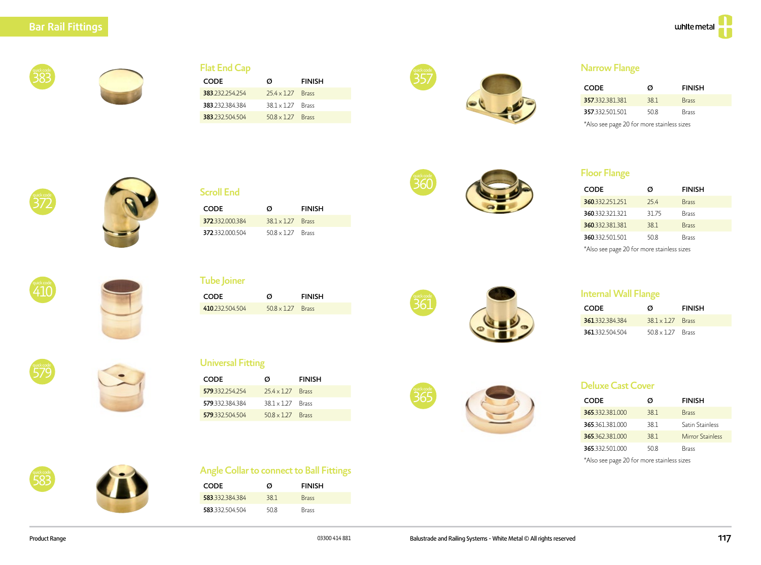# Bar Rail Fittings

## Flat End Cap

quick code 383

| CODE | Ø | FINISH |
|---|---|---|
| **383**.232.254.254 | 25.4 x 1.27 | Brass |
| **383**.232.384.384 | 38.1 x 1.27 | Brass |
| **383**.232.504.504 | 50.8 x 1.27 | Brass |

## Scroll End

quick code 372

| CODE | Ø | FINISH |
|---|---|---|
| **372**.332.000.384 | 38.1 x 1.27 | Brass |
| **372**.332.000.504 | 50.8 x 1.27 | Brass |

## Tube Joiner

quick code 410

| CODE | Ø | FINISH |
|---|---|---|
| **410**.232.504.504 | 50.8 x 1.27 | Brass |

## Universal Fitting

quick code 579

| CODE | Ø | FINISH |
|---|---|---|
| **579**.332.254.254 | 25.4 x 1.27 | Brass |
| **579**.332.384.384 | 38.1 x 1.27 | Brass |
| **579**.332.504.504 | 50.8 x 1.27 | Brass |

## Angle Collar to connect to Ball Fittings

quick code 583

| CODE | Ø | FINISH |
|---|---|---|
| **583**.332.384.384 | 38.1 | Brass |
| **583**.332.504.504 | 50.8 | Brass |

## Narrow Flange

quick code 357

| CODE | Ø | FINISH |
|---|---|---|
| **357**.332.381.381 | 38.1 | Brass |
| **357**.332.501.501 | 50.8 | Brass |

*Also see page 20 for more stainless sizes

## Floor Flange

quick code 360

| CODE | Ø | FINISH |
|---|---|---|
| **360**.332.251.251 | 25.4 | Brass |
| **360**.332.321.321 | 31.75 | Brass |
| **360**.332.381.381 | 38.1 | Brass |
| **360**.332.501.501 | 50.8 | Brass |

*Also see page 20 for more stainless sizes

## Internal Wall Flange

quick code 361

| CODE | Ø | FINISH |
|---|---|---|
| **361**.332.384.384 | 38.1 x 1.27 | Brass |
| **361**.332.504.504 | 50.8 x 1.27 | Brass |

## Deluxe Cast Cover

quick code 365

| CODE | Ø | FINISH |
|---|---|---|
| **365**.332.381.000 | 38.1 | Brass |
| **365**.361.381.000 | 38.1 | Satin Stainless |
| **365**.362.381.000 | 38.1 | Mirror Stainless |
| **365**.332.501.000 | 50.8 | Brass |

*Also see page 20 for more stainless sizes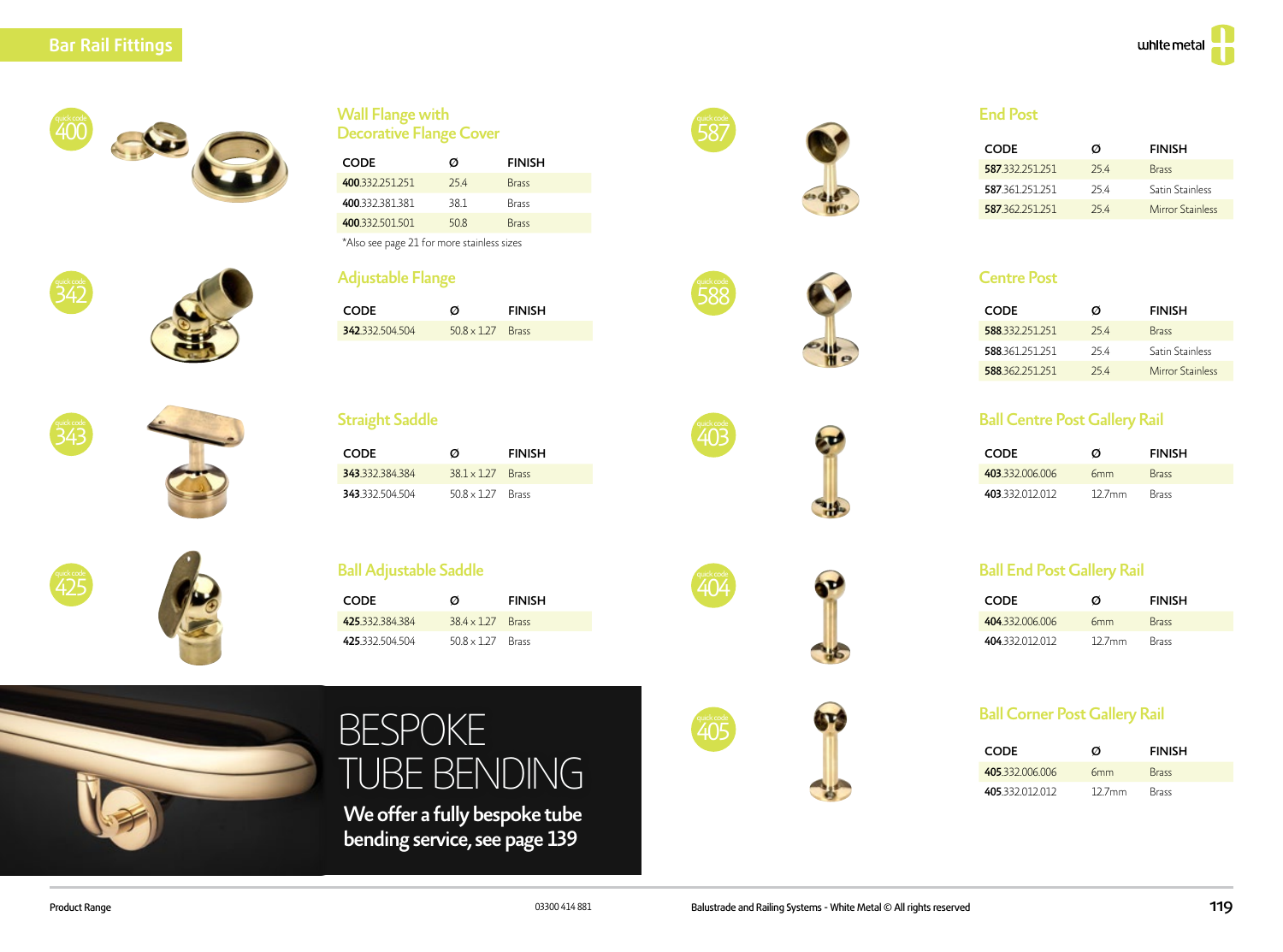# Bar Rail Fittings

quick code 400

## Wall Flange with Decorative Flange Cover

| CODE | Ø | FINISH |
|---|---|---|
| **400**.332.251.251 | 25.4 | Brass |
| **400**.332.381.381 | 38.1 | Brass |
| **400**.332.501.501 | 50.8 | Brass |

*Also see page 21 for more stainless sizes

quick code 342

## Adjustable Flange

| CODE | Ø | FINISH |
|---|---|---|
| **342**.332.504.504 | 50.8 x 1.27 | Brass |

quick code 343

## Straight Saddle

| CODE | Ø | FINISH |
|---|---|---|
| **343**.332.384.384 | 38.1 x 1.27 | Brass |
| **343**.332.504.504 | 50.8 x 1.27 | Brass |

quick code 425

## Ball Adjustable Saddle

| CODE | Ø | FINISH |
|---|---|---|
| **425**.332.384.384 | 38.4 x 1.27 | Brass |
| **425**.332.504.504 | 50.8 x 1.27 | Brass |

# BESPOKE TUBE BENDING

**We offer a fully bespoke tube bending service, see page 139**

quick code 587

## End Post

| CODE | Ø | FINISH |
|---|---|---|
| **587**.332.251.251 | 25.4 | Brass |
| **587**.361.251.251 | 25.4 | Satin Stainless |
| **587**.362.251.251 | 25.4 | Mirror Stainless |

quick code 588

## Centre Post

| CODE | Ø | FINISH |
|---|---|---|
| **588**.332.251.251 | 25.4 | Brass |
| **588**.361.251.251 | 25.4 | Satin Stainless |
| **588**.362.251.251 | 25.4 | Mirror Stainless |

quick code 403

## Ball Centre Post Gallery Rail

| CODE | Ø | FINISH |
|---|---|---|
| **403**.332.006.006 | 6mm | Brass |
| **403**.332.012.012 | 12.7mm | Brass |

quick code 404

## Ball End Post Gallery Rail

| CODE | Ø | FINISH |
|---|---|---|
| **404**.332.006.006 | 6mm | Brass |
| **404**.332.012.012 | 12.7mm | Brass |

quick code 405

## Ball Corner Post Gallery Rail

| CODE | Ø | FINISH |
|---|---|---|
| **405**.332.006.006 | 6mm | Brass |
| **405**.332.012.012 | 12.7mm | Brass |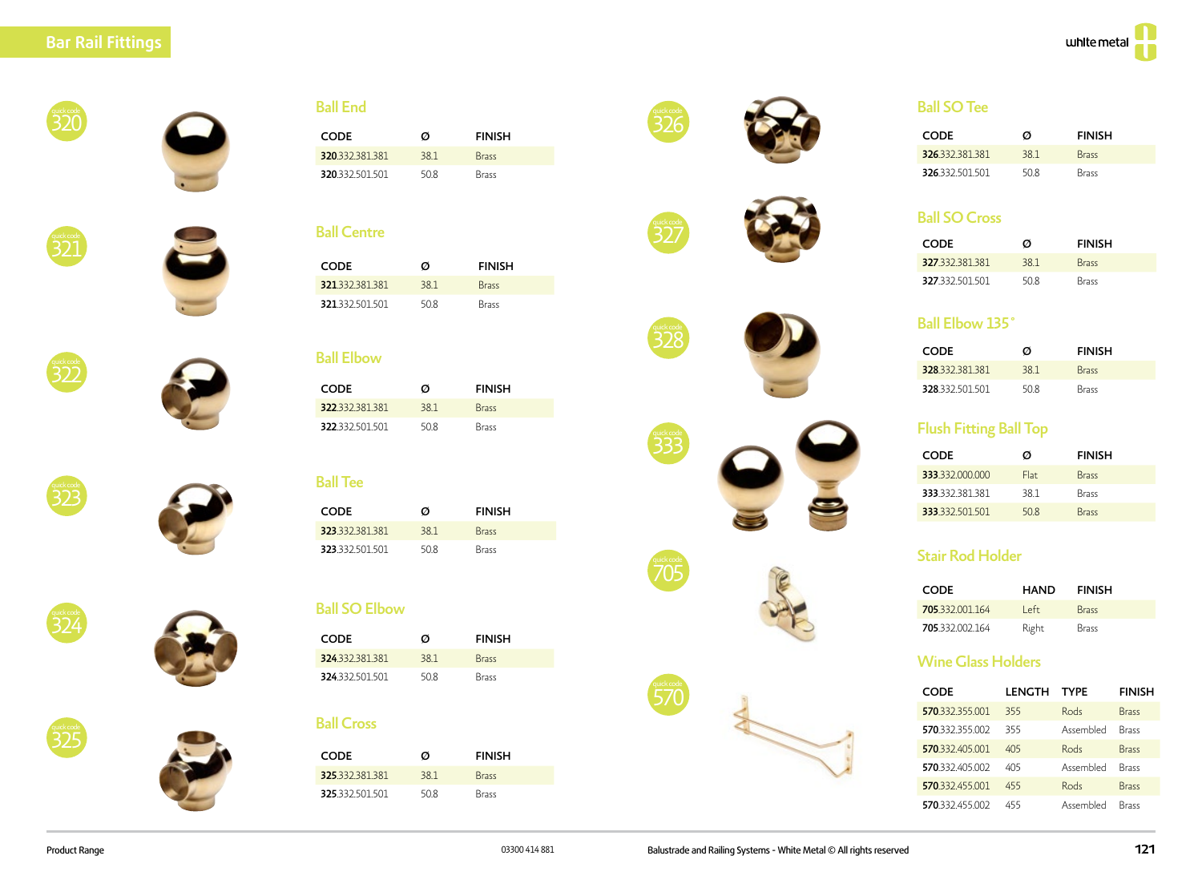# Bar Rail Fittings

quick code 320

## Ball End

| CODE | Ø | FINISH |
|---|---|---|
| **320**.332.381.381 | 38.1 | Brass |
| **320**.332.501.501 | 50.8 | Brass |

quick code 321

## Ball Centre

| CODE | Ø | FINISH |
|---|---|---|
| **321**.332.381.381 | 38.1 | Brass |
| **321**.332.501.501 | 50.8 | Brass |

quick code 322

## Ball Elbow

| CODE | Ø | FINISH |
|---|---|---|
| **322**.332.381.381 | 38.1 | Brass |
| **322**.332.501.501 | 50.8 | Brass |

quick code 323

## Ball Tee

| CODE | Ø | FINISH |
|---|---|---|
| **323**.332.381.381 | 38.1 | Brass |
| **323**.332.501.501 | 50.8 | Brass |

quick code 324

## Ball SO Elbow

| CODE | Ø | FINISH |
|---|---|---|
| **324**.332.381.381 | 38.1 | Brass |
| **324**.332.501.501 | 50.8 | Brass |

quick code 325

## Ball Cross

| CODE | Ø | FINISH |
|---|---|---|
| **325**.332.381.381 | 38.1 | Brass |
| **325**.332.501.501 | 50.8 | Brass |

quick code 326

## Ball SO Tee

| CODE | Ø | FINISH |
|---|---|---|
| **326**.332.381.381 | 38.1 | Brass |
| **326**.332.501.501 | 50.8 | Brass |

quick code 327

## Ball SO Cross

| CODE | Ø | FINISH |
|---|---|---|
| **327**.332.381.381 | 38.1 | Brass |
| **327**.332.501.501 | 50.8 | Brass |

quick code 328

## Ball Elbow 135°

| CODE | Ø | FINISH |
|---|---|---|
| **328**.332.381.381 | 38.1 | Brass |
| **328**.332.501.501 | 50.8 | Brass |

quick code 333

## Flush Fitting Ball Top

| CODE | Ø | FINISH |
|---|---|---|
| **333**.332.000.000 | Flat | Brass |
| **333**.332.381.381 | 38.1 | Brass |
| **333**.332.501.501 | 50.8 | Brass |

quick code 705

## Stair Rod Holder

| CODE | HAND | FINISH |
|---|---|---|
| **705**.332.001.164 | Left | Brass |
| **705**.332.002.164 | Right | Brass |

quick code 570

## Wine Glass Holders

| CODE | LENGTH | TYPE | FINISH |
|---|---|---|---|
| **570**.332.355.001 | 355 | Rods | Brass |
| **570**.332.355.002 | 355 | Assembled | Brass |
| **570**.332.405.001 | 405 | Rods | Brass |
| **570**.332.405.002 | 405 | Assembled | Brass |
| **570**.332.455.001 | 455 | Rods | Brass |
| **570**.332.455.002 | 455 | Assembled | Brass |